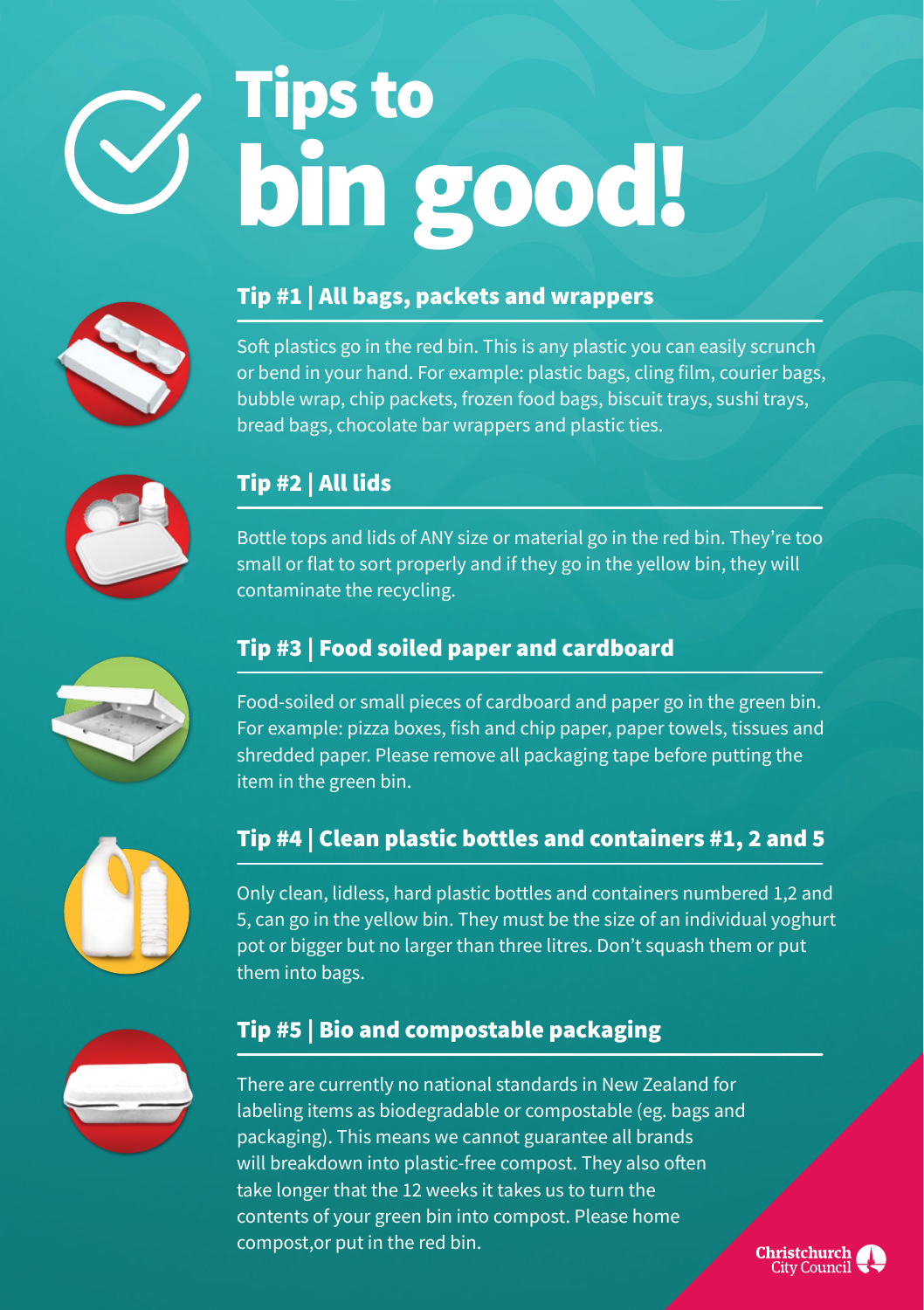# Tips to bin good!

## Tip #1 | All bags, packets and wrappers

Soft plastics go in the red bin. This is any plastic you can easily scrunch or bend in your hand. For example: plastic bags, cling film, courier bags, bubble wrap, chip packets, frozen food bags, biscuit trays, sushi trays, bread bags, chocolate bar wrappers and plastic ties.

## Tip #2 | All lids

Bottle tops and lids of ANY size or material go in the red bin. They're too small or flat to sort properly and if they go in the yellow bin, they will contaminate the recycling.

## Tip #3 | Food soiled paper and cardboard

Food-soiled or small pieces of cardboard and paper go in the green bin. For example: pizza boxes, fish and chip paper, paper towels, tissues and shredded paper. Please remove all packaging tape before putting the item in the green bin.

## Tip #4 | Clean plastic bottles and containers #1, 2 and 5

Only clean, lidless, hard plastic bottles and containers numbered 1,2 and 5, can go in the yellow bin. They must be the size of an individual yoghurt pot or bigger but no larger than three litres. Don't squash them or put them into bags.

## Tip #5 | Bio and compostable packaging

There are currently no national standards in New Zealand for labeling items as biodegradable or compostable (eg. bags and packaging). This means we cannot guarantee all brands will breakdown into plastic-free compost. They also often take longer that the 12 weeks it takes us to turn the contents of your green bin into compost. Please home compost,or put in the red bin.

Christchurch City Council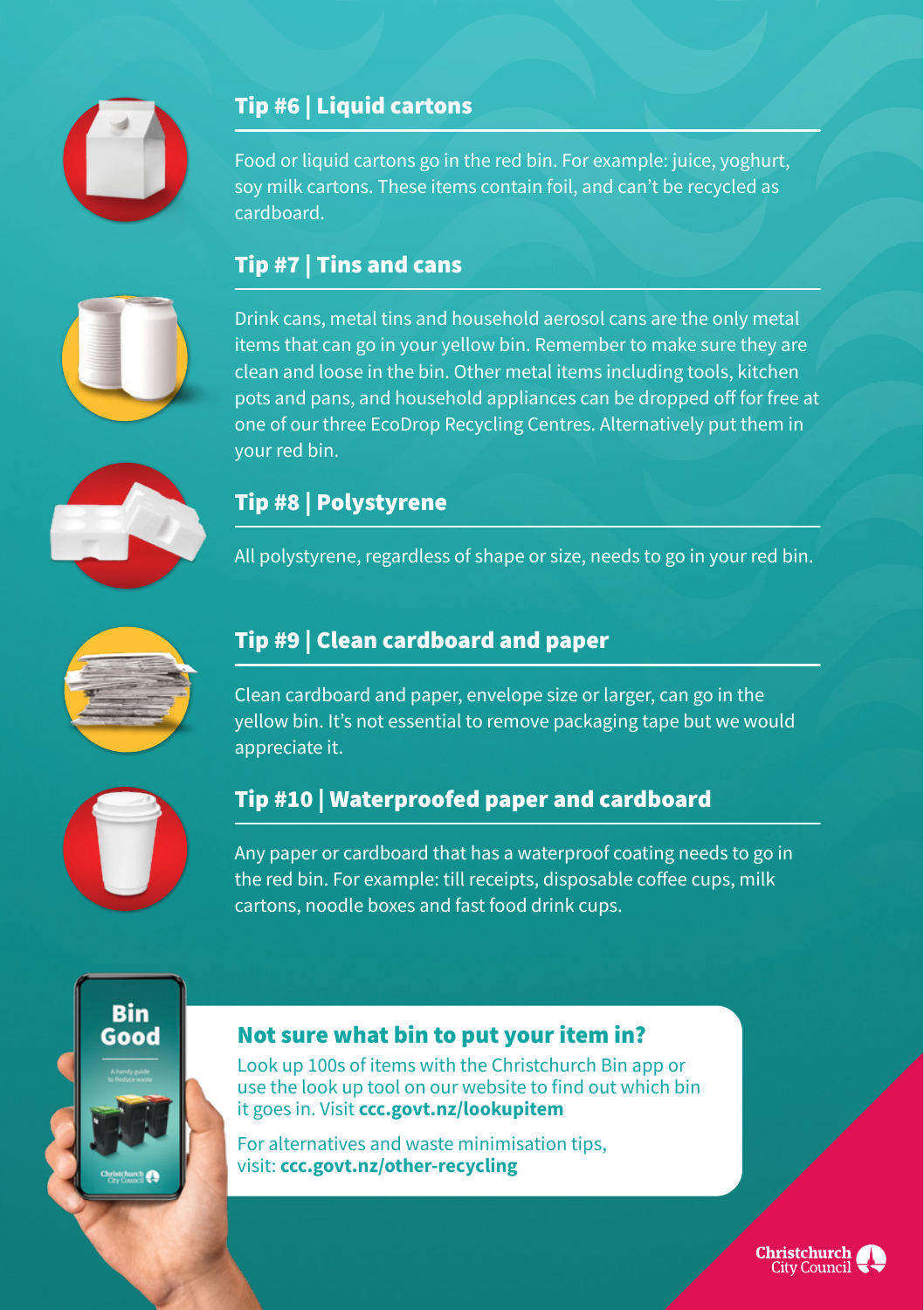## Tip #6 | Liquid cartons

Food or liquid cartons go in the red bin. For example: juice, yoghurt, soy milk cartons. These items contain foil, and can't be recycled as cardboard.

## Tip #7 | Tins and cans

Drink cans, metal tins and household aerosol cans are the only metal items that can go in your yellow bin. Remember to make sure they are clean and loose in the bin. Other metal items including tools, kitchen pots and pans, and household appliances can be dropped off for free at one of our three EcoDrop Recycling Centres. Alternatively put them in your red bin.

## Tip #8 | Polystyrene

All polystyrene, regardless of shape or size, needs to go in your red bin.

## Tip #9 | Clean cardboard and paper

Clean cardboard and paper, envelope size or larger, can go in the yellow bin. It's not essential to remove packaging tape but we would appreciate it.

## Tip #10 | Waterproofed paper and cardboard

Any paper or cardboard that has a waterproof coating needs to go in the red bin. For example: till receipts, disposable coffee cups, milk cartons, noodle boxes and fast food drink cups.

Bin Good

## Not sure what bin to put your item in?

Look up 100s of items with the Christchurch Bin app or use the look up tool on our website to find out which bin it goes in. Visit **ccc.govt.nz/lookupitem**

For alternatives and waste minimisation tips, visit: **ccc.govt.nz/other-recycling**

Christchurch City Council